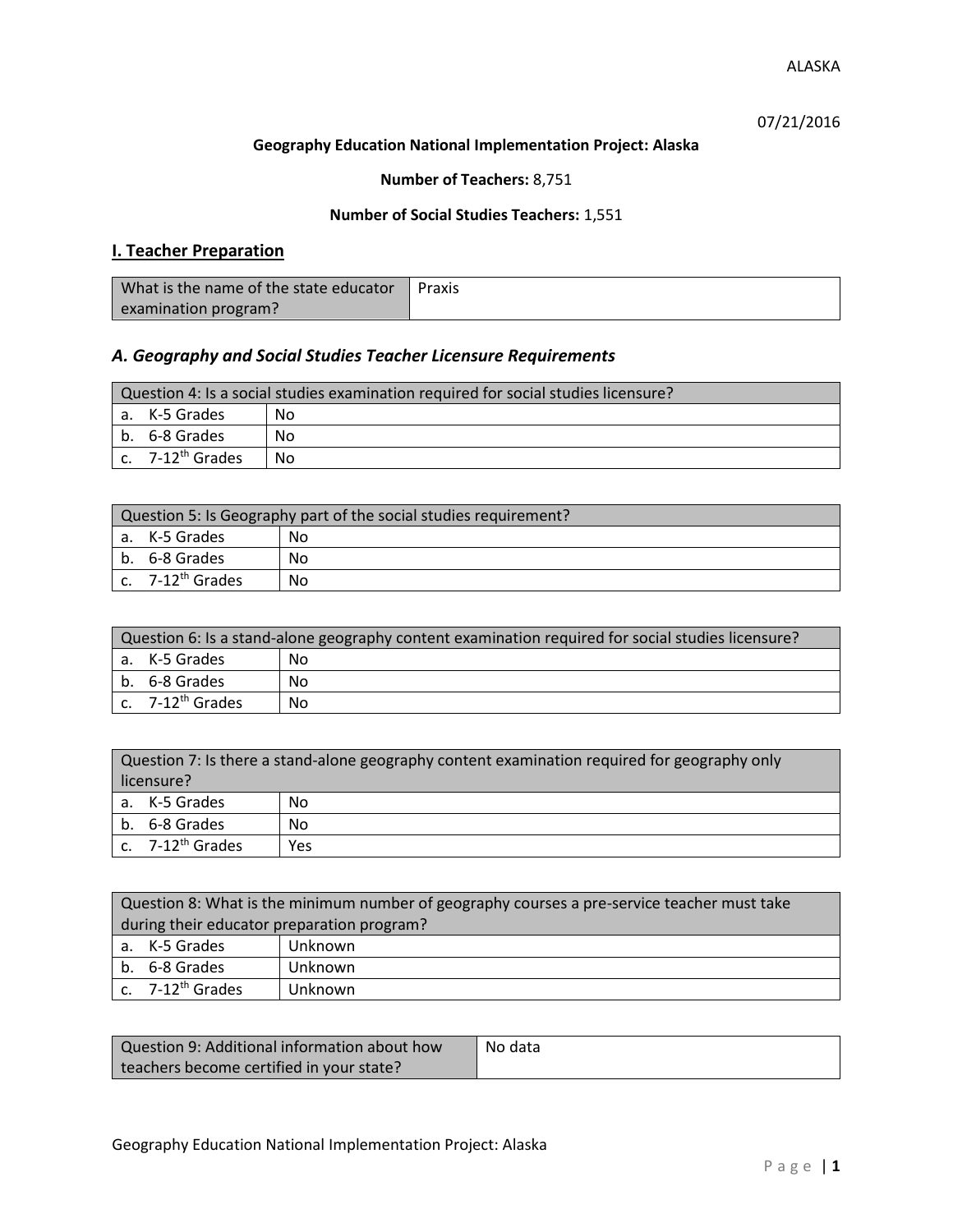ALASKA

07/21/2016

**Geography Education National Implementation Project: Alaska**

**Number of Teachers:** 8,751

**Number of Social Studies Teachers:** 1,551

## I. Teacher Preparation

| What is the name of the state educator examination program? | Praxis |
|---|---|

### *A. Geography and Social Studies Teacher Licensure Requirements*

| Question 4: Is a social studies examination required for social studies licensure? | |
|---|---|
| a. K-5 Grades | No |
| b. 6-8 Grades | No |
| c. 7-12th Grades | No |

| Question 5: Is Geography part of the social studies requirement? | |
|---|---|
| a. K-5 Grades | No |
| b. 6-8 Grades | No |
| c. 7-12th Grades | No |

| Question 6: Is a stand-alone geography content examination required for social studies licensure? | |
|---|---|
| a. K-5 Grades | No |
| b. 6-8 Grades | No |
| c. 7-12th Grades | No |

| Question 7: Is there a stand-alone geography content examination required for geography only licensure? | |
|---|---|
| a. K-5 Grades | No |
| b. 6-8 Grades | No |
| c. 7-12th Grades | Yes |

| Question 8: What is the minimum number of geography courses a pre-service teacher must take during their educator preparation program? | |
|---|---|
| a. K-5 Grades | Unknown |
| b. 6-8 Grades | Unknown |
| c. 7-12th Grades | Unknown |

| Question 9: Additional information about how teachers become certified in your state? | No data |
|---|---|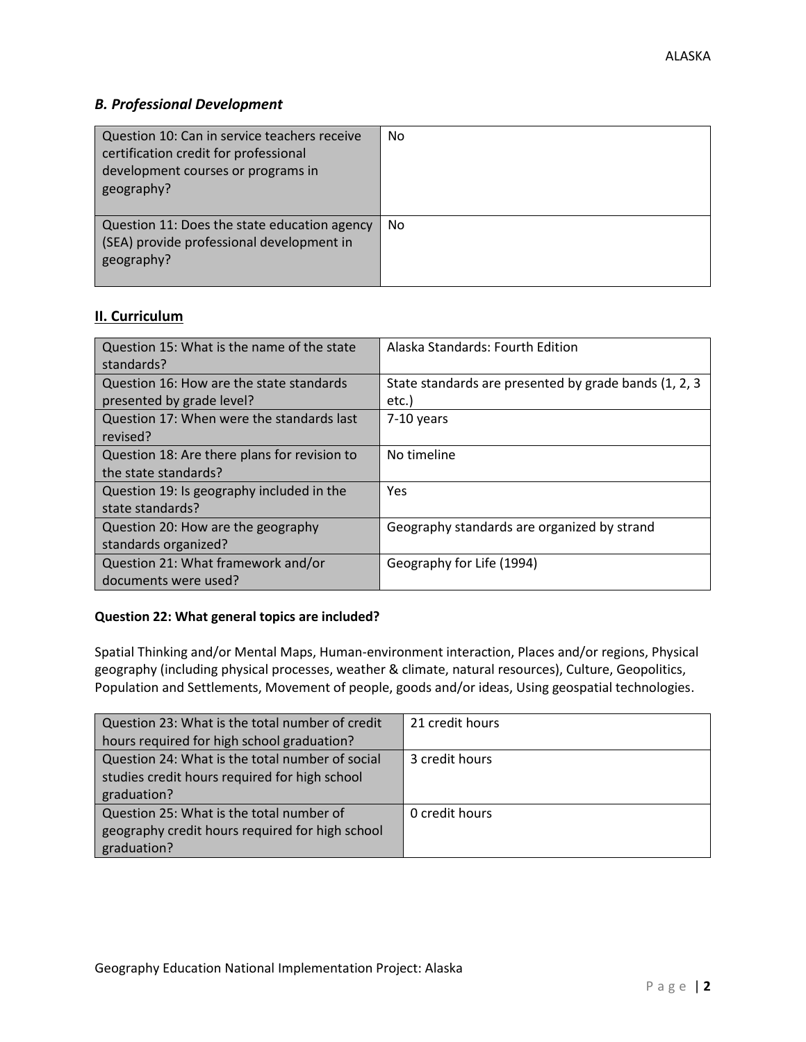### *B. Professional Development*

| Question | Response |
|---|---|
| Question 10: Can in service teachers receive certification credit for professional development courses or programs in geography? | No |
| Question 11: Does the state education agency (SEA) provide professional development in geography? | No |

## II. Curriculum

| Question | Response |
|---|---|
| Question 15: What is the name of the state standards? | Alaska Standards: Fourth Edition |
| Question 16: How are the state standards presented by grade level? | State standards are presented by grade bands (1, 2, 3 etc.) |
| Question 17: When were the standards last revised? | 7-10 years |
| Question 18: Are there plans for revision to the state standards? | No timeline |
| Question 19: Is geography included in the state standards? | Yes |
| Question 20: How are the geography standards organized? | Geography standards are organized by strand |
| Question 21: What framework and/or documents were used? | Geography for Life (1994) |

**Question 22: What general topics are included?**

Spatial Thinking and/or Mental Maps, Human-environment interaction, Places and/or regions, Physical geography (including physical processes, weather & climate, natural resources), Culture, Geopolitics, Population and Settlements, Movement of people, goods and/or ideas, Using geospatial technologies.

| Question | Response |
|---|---|
| Question 23: What is the total number of credit hours required for high school graduation? | 21 credit hours |
| Question 24: What is the total number of social studies credit hours required for high school graduation? | 3 credit hours |
| Question 25: What is the total number of geography credit hours required for high school graduation? | 0 credit hours |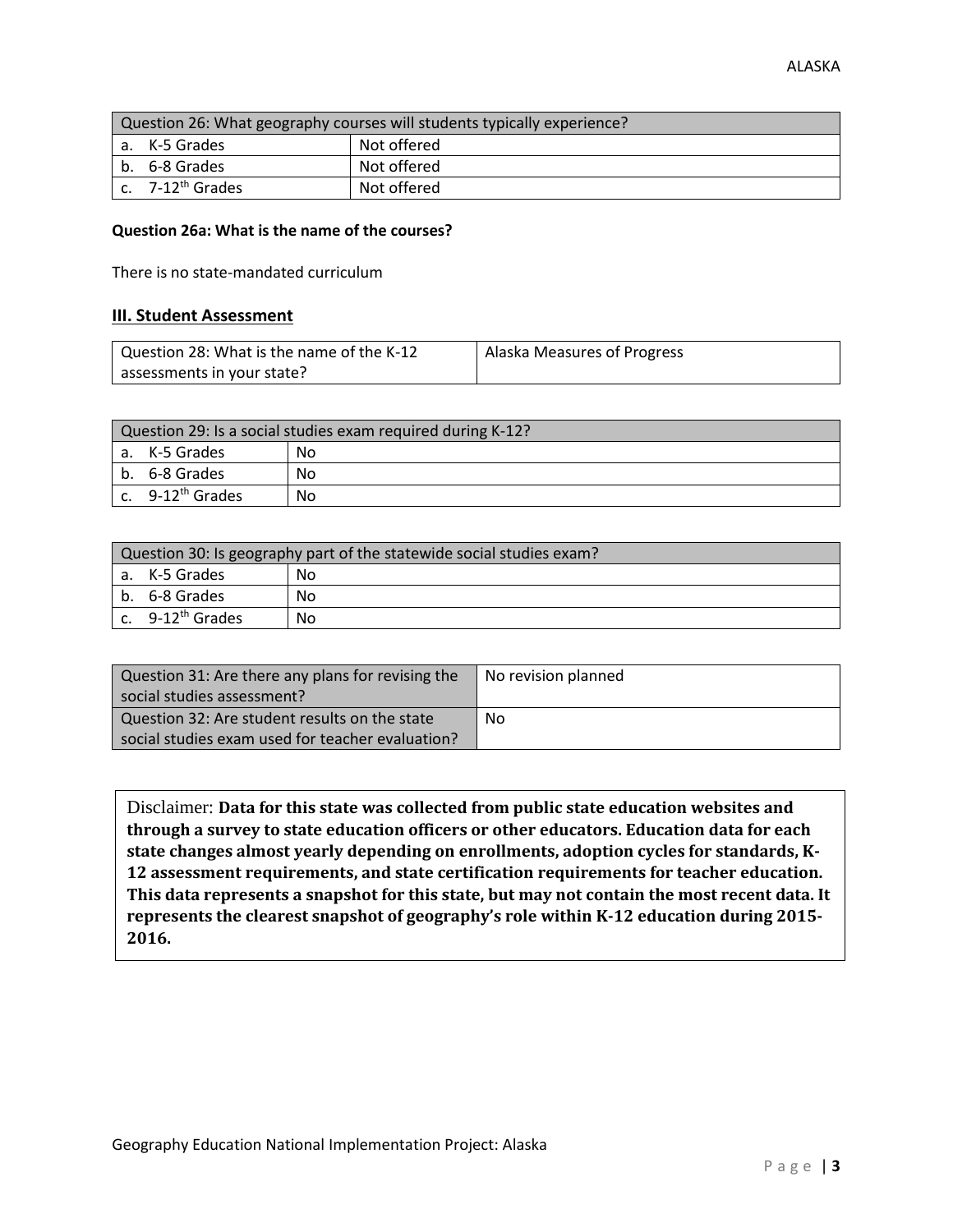| Question 26: What geography courses will students typically experience? | |
|---|---|
| a. K-5 Grades | Not offered |
| b. 6-8 Grades | Not offered |
| c. 7-12th Grades | Not offered |

**Question 26a: What is the name of the courses?**

There is no state-mandated curriculum

## III. Student Assessment

| | |
|---|---|
| Question 28: What is the name of the K-12 assessments in your state? | Alaska Measures of Progress |

| Question 29: Is a social studies exam required during K-12? | |
|---|---|
| a. K-5 Grades | No |
| b. 6-8 Grades | No |
| c. 9-12th Grades | No |

| Question 30: Is geography part of the statewide social studies exam? | |
|---|---|
| a. K-5 Grades | No |
| b. 6-8 Grades | No |
| c. 9-12th Grades | No |

| | |
|---|---|
| Question 31: Are there any plans for revising the social studies assessment? | No revision planned |
| Question 32: Are student results on the state social studies exam used for teacher evaluation? | No |

Disclaimer: **Data for this state was collected from public state education websites and through a survey to state education officers or other educators. Education data for each state changes almost yearly depending on enrollments, adoption cycles for standards, K-12 assessment requirements, and state certification requirements for teacher education. This data represents a snapshot for this state, but may not contain the most recent data. It represents the clearest snapshot of geography's role within K-12 education during 2015-2016.**